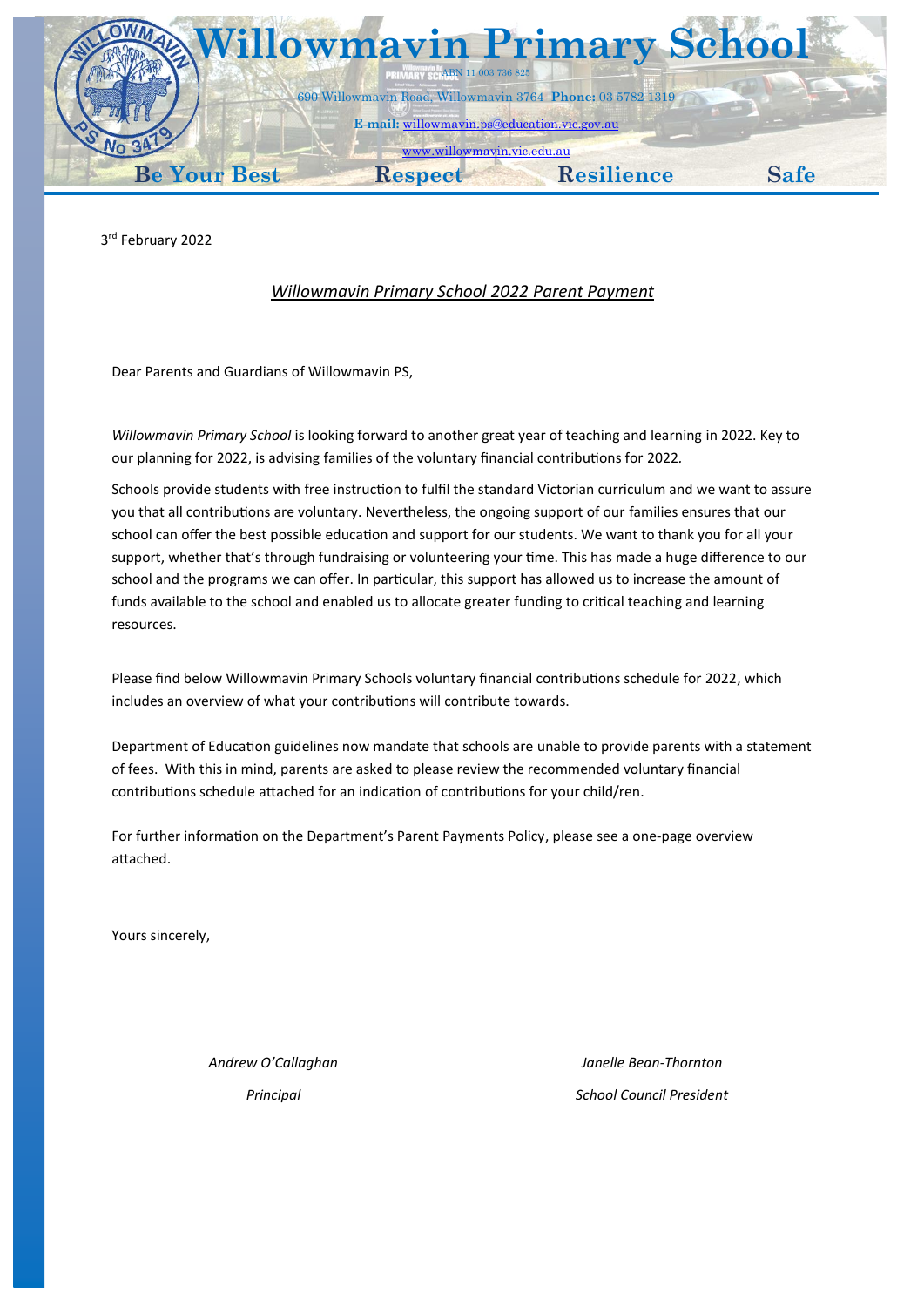# Willowmavin Primary School

ABN 11 003 736 825

690 Willowmavin Road, Willowmavin 3764 **Phone:** 03 5782 1319

**E-mail:** willowmavin.ps@education.vic.gov.au

www.willowmavin.vic.edu.au

**Be Your Best** **Respect** **Resilience** **Safe**

3rd February 2022

## *Willowmavin Primary School 2022 Parent Payment*

Dear Parents and Guardians of Willowmavin PS,

*Willowmavin Primary School* is looking forward to another great year of teaching and learning in 2022. Key to our planning for 2022, is advising families of the voluntary financial contributions for 2022.

Schools provide students with free instruction to fulfil the standard Victorian curriculum and we want to assure you that all contributions are voluntary. Nevertheless, the ongoing support of our families ensures that our school can offer the best possible education and support for our students. We want to thank you for all your support, whether that's through fundraising or volunteering your time. This has made a huge difference to our school and the programs we can offer. In particular, this support has allowed us to increase the amount of funds available to the school and enabled us to allocate greater funding to critical teaching and learning resources.

Please find below Willowmavin Primary Schools voluntary financial contributions schedule for 2022, which includes an overview of what your contributions will contribute towards.

Department of Education guidelines now mandate that schools are unable to provide parents with a statement of fees. With this in mind, parents are asked to please review the recommended voluntary financial contributions schedule attached for an indication of contributions for your child/ren.

For further information on the Department's Parent Payments Policy, please see a one-page overview attached.

Yours sincerely,

*Andrew O'Callaghan*
*Principal*

*Janelle Bean-Thornton*
*School Council President*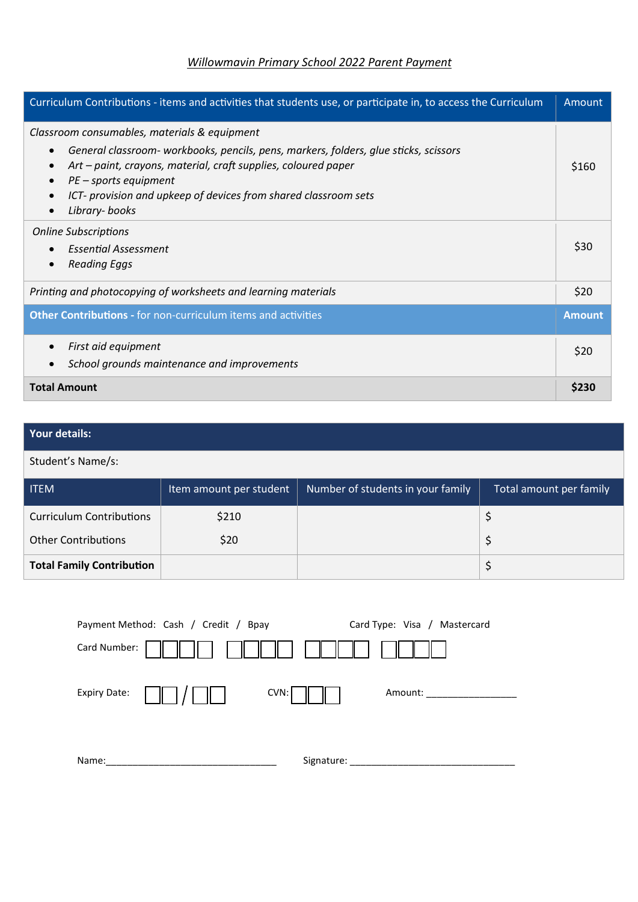*Willowmavin Primary School 2022 Parent Payment*

| Curriculum Contributions - items and activities that students use, or participate in, to access the Curriculum | Amount |
|---|---|
| *Classroom consumables, materials & equipment*<br>• *General classroom- workbooks, pencils, pens, markers, folders, glue sticks, scissors*<br>• *Art – paint, crayons, material, craft supplies, coloured paper*<br>• *PE – sports equipment*<br>• *ICT- provision and upkeep of devices from shared classroom sets*<br>• *Library- books* | $160 |
| *Online Subscriptions*<br>• *Essential Assessment*<br>• *Reading Eggs* | $30 |
| *Printing and photocopying of worksheets and learning materials* | $20 |
| **Other Contributions -** for non-curriculum items and activities | **Amount** |
| • *First aid equipment*<br>• *School grounds maintenance and improvements* | $20 |
| **Total Amount** | **$230** |

**Your details:**

Student's Name/s:

| ITEM | Item amount per student | Number of students in your family | Total amount per family |
|---|---|---|---|
| Curriculum Contributions | $210 | | $ |
| Other Contributions | $20 | | $ |
| **Total Family Contribution** | | | $ |

Payment Method: Cash / Credit / Bpay

Card Type: Visa / Mastercard

Card Number: ☐☐☐☐ ☐☐☐☐ ☐☐☐☐ ☐☐☐☐

Expiry Date: ☐☐ / ☐☐

CVN: ☐☐☐

Amount: _______________

Name: ________________________________

Signature: ________________________________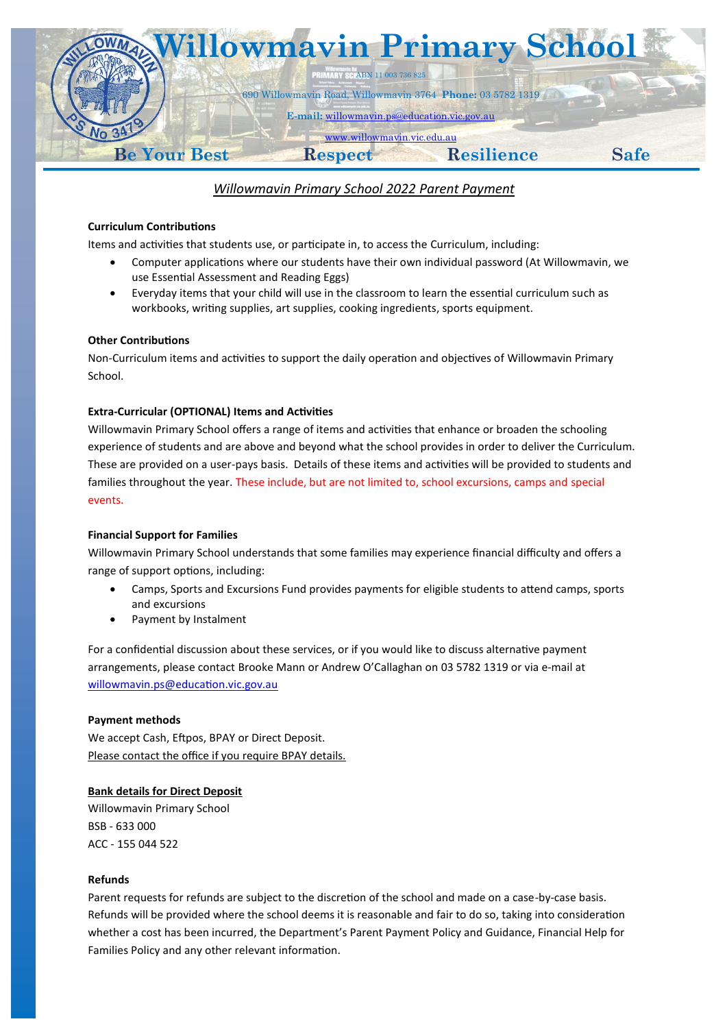# Willowmavin Primary School

ABN 11 003 736 825

690 Willowmavin Road, Willowmavin 3764 **Phone:** 03 5782 1319

**E-mail:** willowmavin.ps@education.vic.gov.au

www.willowmavin.vic.edu.au

**Be Your Best** **Respect** **Resilience** **Safe**

## *Willowmavin Primary School 2022 Parent Payment*

**Curriculum Contributions**

Items and activities that students use, or participate in, to access the Curriculum, including:

- Computer applications where our students have their own individual password (At Willowmavin, we use Essential Assessment and Reading Eggs)
- Everyday items that your child will use in the classroom to learn the essential curriculum such as workbooks, writing supplies, art supplies, cooking ingredients, sports equipment.

**Other Contributions**

Non-Curriculum items and activities to support the daily operation and objectives of Willowmavin Primary School.

**Extra-Curricular (OPTIONAL) Items and Activities**

Willowmavin Primary School offers a range of items and activities that enhance or broaden the schooling experience of students and are above and beyond what the school provides in order to deliver the Curriculum. These are provided on a user-pays basis. Details of these items and activities will be provided to students and families throughout the year. These include, but are not limited to, school excursions, camps and special events.

**Financial Support for Families**

Willowmavin Primary School understands that some families may experience financial difficulty and offers a range of support options, including:

- Camps, Sports and Excursions Fund provides payments for eligible students to attend camps, sports and excursions
- Payment by Instalment

For a confidential discussion about these services, or if you would like to discuss alternative payment arrangements, please contact Brooke Mann or Andrew O'Callaghan on 03 5782 1319 or via e-mail at willowmavin.ps@education.vic.gov.au

**Payment methods**

We accept Cash, Eftpos, BPAY or Direct Deposit.

Please contact the office if you require BPAY details.

**Bank details for Direct Deposit**

Willowmavin Primary School

BSB - 633 000

ACC - 155 044 522

**Refunds**

Parent requests for refunds are subject to the discretion of the school and made on a case-by-case basis. Refunds will be provided where the school deems it is reasonable and fair to do so, taking into consideration whether a cost has been incurred, the Department's Parent Payment Policy and Guidance, Financial Help for Families Policy and any other relevant information.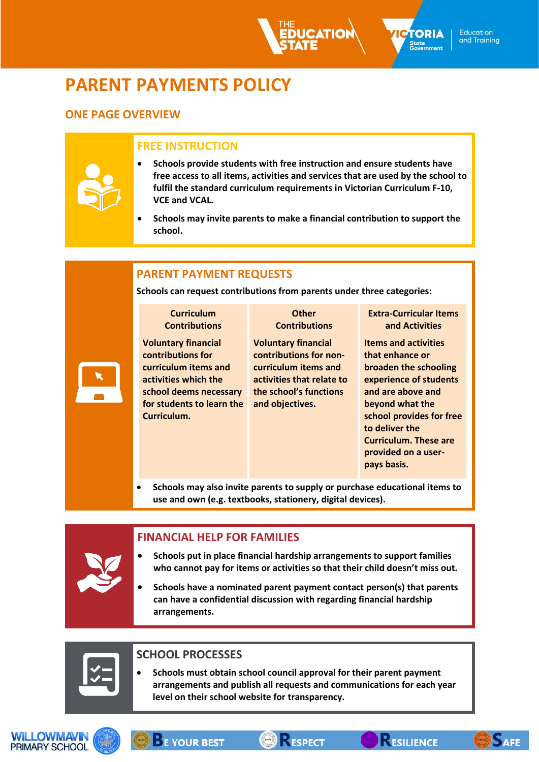# PARENT PAYMENTS POLICY

## ONE PAGE OVERVIEW

### FREE INSTRUCTION

- **Schools provide students with free instruction and ensure students have free access to all items, activities and services that are used by the school to fulfil the standard curriculum requirements in Victorian Curriculum F-10, VCE and VCAL.**
- **Schools may invite parents to make a financial contribution to support the school.**

### PARENT PAYMENT REQUESTS

**Schools can request contributions from parents under three categories:**

| Curriculum Contributions | Other Contributions | Extra-Curricular Items and Activities |
|---|---|---|
| Voluntary financial contributions for curriculum items and activities which the school deems necessary for students to learn the Curriculum. | Voluntary financial contributions for non-curriculum items and activities that relate to the school's functions and objectives. | Items and activities that enhance or broaden the schooling experience of students and are above and beyond what the school provides for free to deliver the Curriculum. These are provided on a user-pays basis. |

- **Schools may also invite parents to supply or purchase educational items to use and own (e.g. textbooks, stationery, digital devices).**

### FINANCIAL HELP FOR FAMILIES

- **Schools put in place financial hardship arrangements to support families who cannot pay for items or activities so that their child doesn't miss out.**
- **Schools have a nominated parent payment contact person(s) that parents can have a confidential discussion with regarding financial hardship arrangements.**

### SCHOOL PROCESSES

- **Schools must obtain school council approval for their parent payment arrangements and publish all requests and communications for each year level on their school website for transparency.**